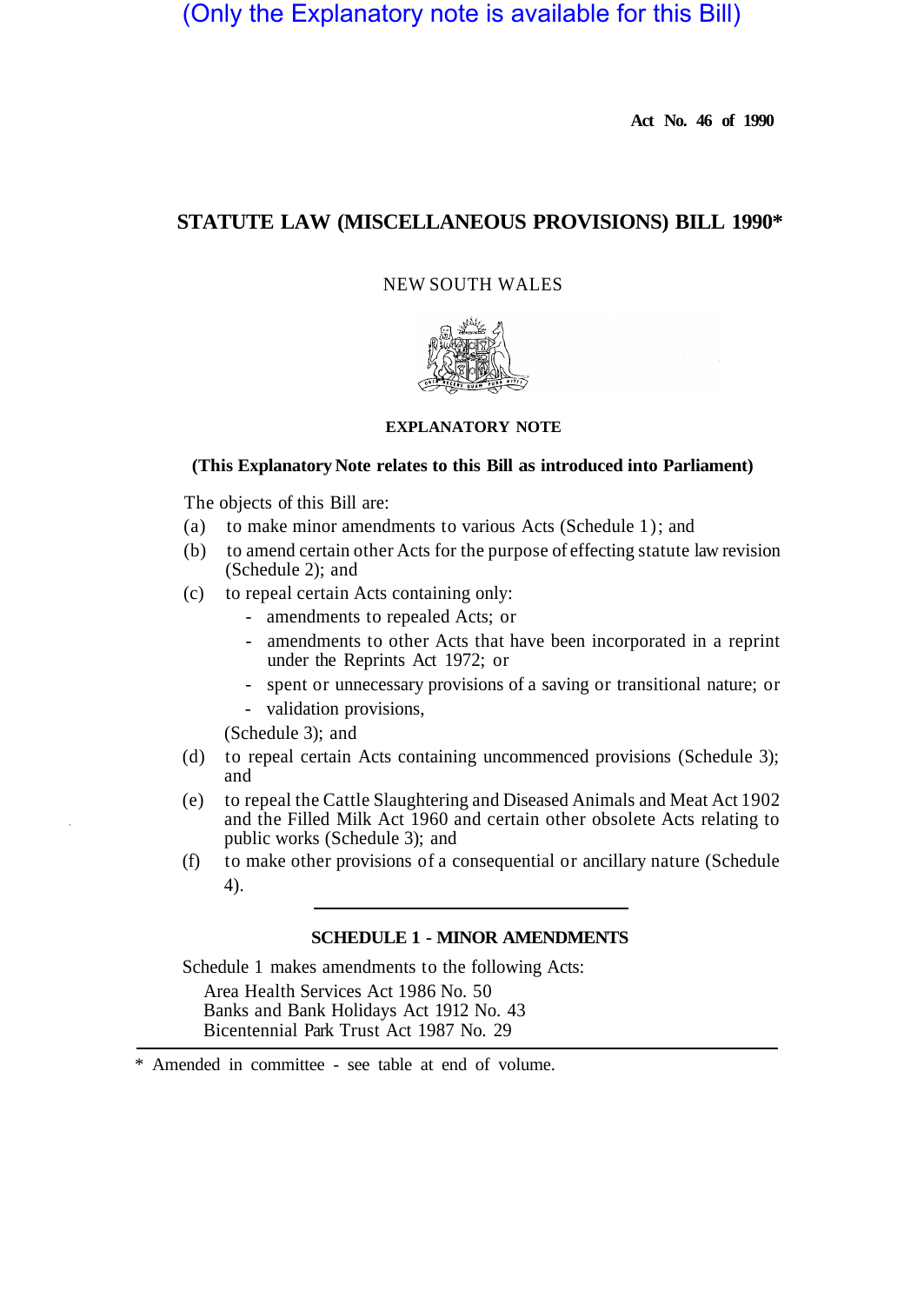(Only the Explanatory note is available for this Bill)

**Act No. 46 of 1990**

## STATUTE LAW (MISCELLANEOUS PROVISIONS) BILL 1990*

NEW SOUTH WALES

### EXPLANATORY NOTE

**(This Explanatory Note relates to this Bill as introduced into Parliament)**

The objects of this Bill are:

(a) to make minor amendments to various Acts (Schedule 1); and

(b) to amend certain other Acts for the purpose of effecting statute law revision (Schedule 2); and

(c) to repeal certain Acts containing only:

- amendments to repealed Acts; or
- amendments to other Acts that have been incorporated in a reprint under the Reprints Act 1972; or
- spent or unnecessary provisions of a saving or transitional nature; or
- validation provisions,

(Schedule 3); and

(d) to repeal certain Acts containing uncommenced provisions (Schedule 3); and

(e) to repeal the Cattle Slaughtering and Diseased Animals and Meat Act 1902 and the Filled Milk Act 1960 and certain other obsolete Acts relating to public works (Schedule 3); and

(f) to make other provisions of a consequential or ancillary nature (Schedule 4).

### SCHEDULE 1 - MINOR AMENDMENTS

Schedule 1 makes amendments to the following Acts:

Area Health Services Act 1986 No. 50
Banks and Bank Holidays Act 1912 No. 43
Bicentennial Park Trust Act 1987 No. 29

* Amended in committee - see table at end of volume.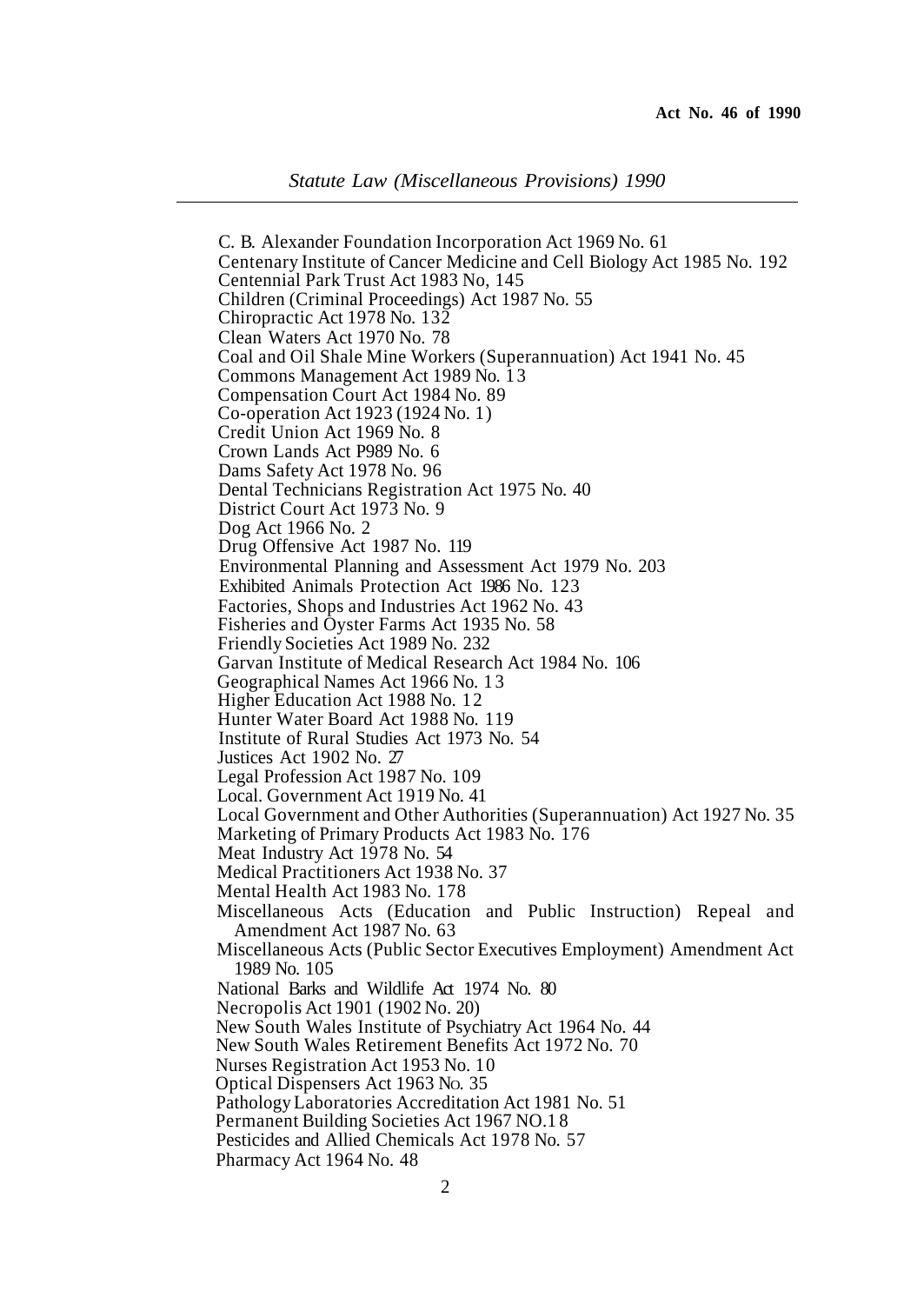C. B. Alexander Foundation Incorporation Act 1969 No. 61
Centenary Institute of Cancer Medicine and Cell Biology Act 1985 No. 192
Centennial Park Trust Act 1983 No, 145
Children (Criminal Proceedings) Act 1987 No. 55
Chiropractic Act 1978 No. 132
Clean Waters Act 1970 No. 78
Coal and Oil Shale Mine Workers (Superannuation) Act 1941 No. 45
Commons Management Act 1989 No. 13
Compensation Court Act 1984 No. 89
Co-operation Act 1923 (1924 No. 1)
Credit Union Act 1969 No. 8
Crown Lands Act P989 No. 6
Dams Safety Act 1978 No. 96
Dental Technicians Registration Act 1975 No. 40
District Court Act 1973 No. 9
Dog Act 1966 No. 2
Drug Offensive Act 1987 No. 119
Environmental Planning and Assessment Act 1979 No. 203
Exhibited Animals Protection Act 1986 No. 123
Factories, Shops and Industries Act 1962 No. 43
Fisheries and Oyster Farms Act 1935 No. 58
Friendly Societies Act 1989 No. 232
Garvan Institute of Medical Research Act 1984 No. 106
Geographical Names Act 1966 No. 13
Higher Education Act 1988 No. 12
Hunter Water Board Act 1988 No. 119
Institute of Rural Studies Act 1973 No. 54
Justices Act 1902 No. 27
Legal Profession Act 1987 No. 109
Local. Government Act 1919 No. 41
Local Government and Other Authorities (Superannuation) Act 1927 No. 35
Marketing of Primary Products Act 1983 No. 176
Meat Industry Act 1978 No. 54
Medical Practitioners Act 1938 No. 37
Mental Health Act 1983 No. 178
Miscellaneous Acts (Education and Public Instruction) Repeal and Amendment Act 1987 No. 63
Miscellaneous Acts (Public Sector Executives Employment) Amendment Act 1989 No. 105
National Barks and Wildlife Act 1974 No. 80
Necropolis Act 1901 (1902 No. 20)
New South Wales Institute of Psychiatry Act 1964 No. 44
New South Wales Retirement Benefits Act 1972 No. 70
Nurses Registration Act 1953 No. 10
Optical Dispensers Act 1963 No. 35
Pathology Laboratories Accreditation Act 1981 No. 51
Permanent Building Societies Act 1967 NO.18
Pesticides and Allied Chemicals Act 1978 No. 57
Pharmacy Act 1964 No. 48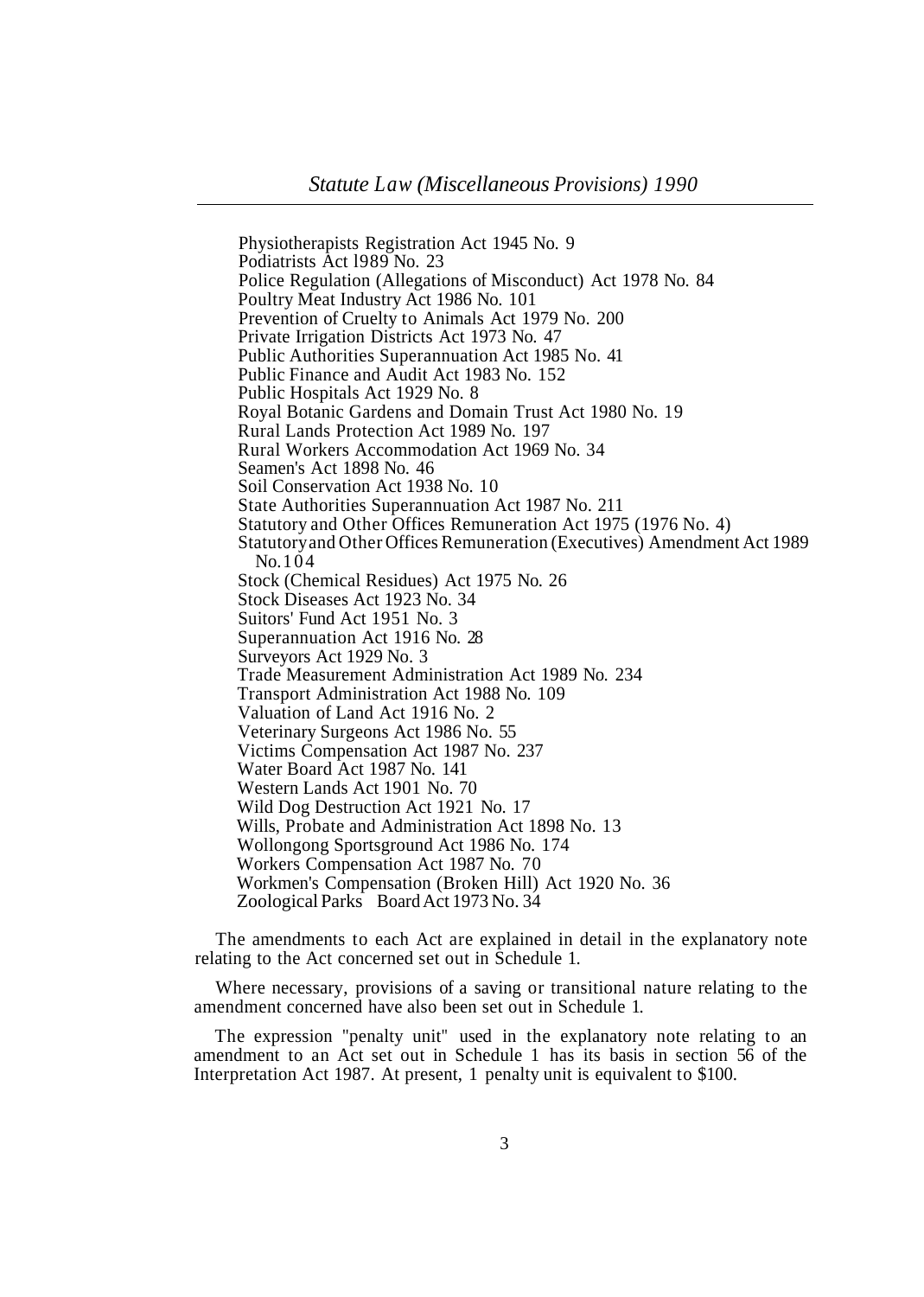Physiotherapists Registration Act 1945 No. 9
Podiatrists Act 1989 No. 23
Police Regulation (Allegations of Misconduct) Act 1978 No. 84
Poultry Meat Industry Act 1986 No. 101
Prevention of Cruelty to Animals Act 1979 No. 200
Private Irrigation Districts Act 1973 No. 47
Public Authorities Superannuation Act 1985 No. 41
Public Finance and Audit Act 1983 No. 152
Public Hospitals Act 1929 No. 8
Royal Botanic Gardens and Domain Trust Act 1980 No. 19
Rural Lands Protection Act 1989 No. 197
Rural Workers Accommodation Act 1969 No. 34
Seamen's Act 1898 No. 46
Soil Conservation Act 1938 No. 10
State Authorities Superannuation Act 1987 No. 211
Statutory and Other Offices Remuneration Act 1975 (1976 No. 4)
Statutory and Other Offices Remuneration (Executives) Amendment Act 1989 No. 104
Stock (Chemical Residues) Act 1975 No. 26
Stock Diseases Act 1923 No. 34
Suitors' Fund Act 1951 No. 3
Superannuation Act 1916 No. 28
Surveyors Act 1929 No. 3
Trade Measurement Administration Act 1989 No. 234
Transport Administration Act 1988 No. 109
Valuation of Land Act 1916 No. 2
Veterinary Surgeons Act 1986 No. 55
Victims Compensation Act 1987 No. 237
Water Board Act 1987 No. 141
Western Lands Act 1901 No. 70
Wild Dog Destruction Act 1921 No. 17
Wills, Probate and Administration Act 1898 No. 13
Wollongong Sportsground Act 1986 No. 174
Workers Compensation Act 1987 No. 70
Workmen's Compensation (Broken Hill) Act 1920 No. 36
Zoological Parks Board Act 1973 No. 34

The amendments to each Act are explained in detail in the explanatory note relating to the Act concerned set out in Schedule 1.

Where necessary, provisions of a saving or transitional nature relating to the amendment concerned have also been set out in Schedule 1.

The expression "penalty unit" used in the explanatory note relating to an amendment to an Act set out in Schedule 1 has its basis in section 56 of the Interpretation Act 1987. At present, 1 penalty unit is equivalent to $100.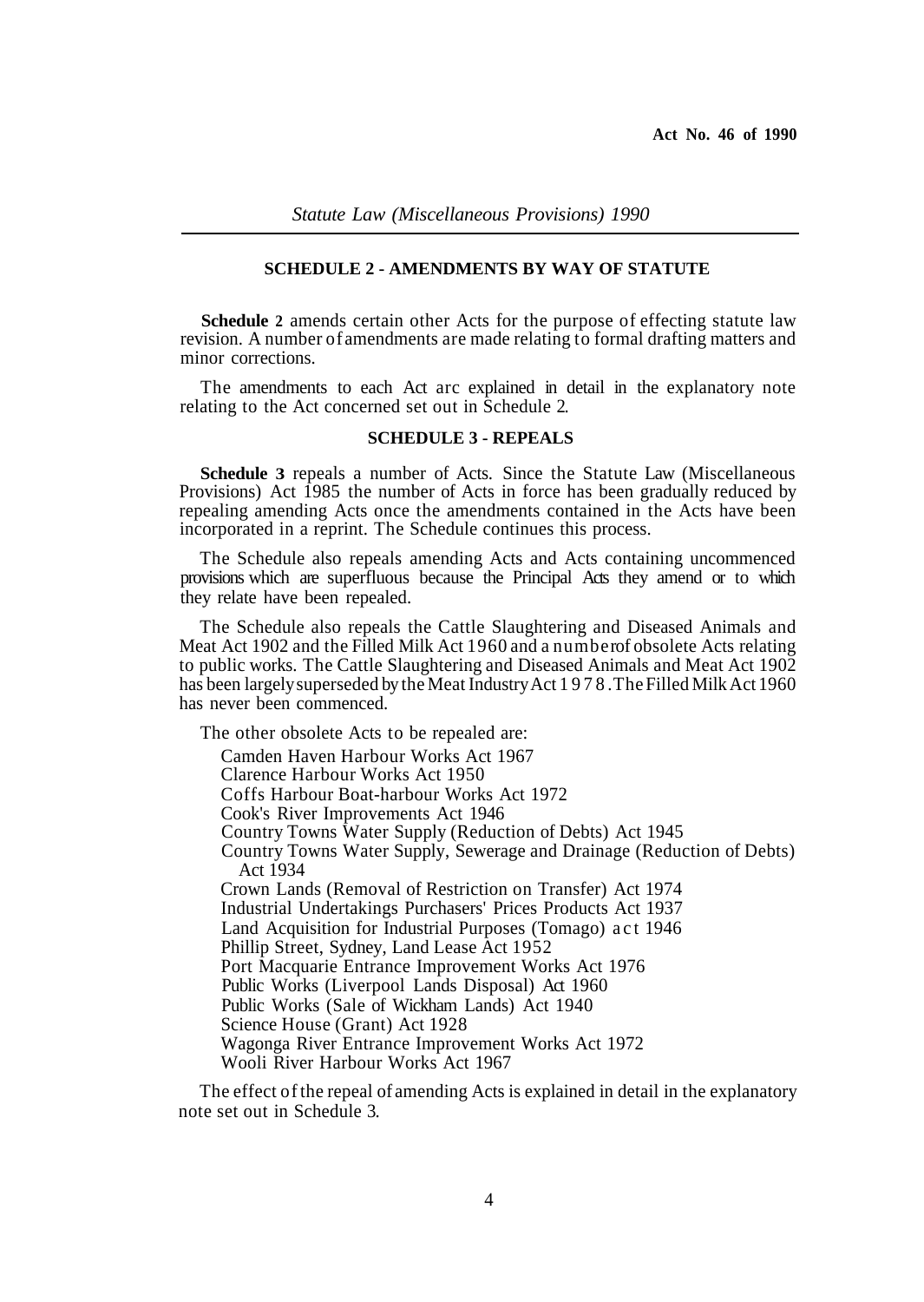## SCHEDULE 2 - AMENDMENTS BY WAY OF STATUTE

**Schedule 2** amends certain other Acts for the purpose of effecting statute law revision. A number of amendments are made relating to formal drafting matters and minor corrections.

The amendments to each Act arc explained in detail in the explanatory note relating to the Act concerned set out in Schedule 2.

## SCHEDULE 3 - REPEALS

**Schedule 3** repeals a number of Acts. Since the Statute Law (Miscellaneous Provisions) Act 1985 the number of Acts in force has been gradually reduced by repealing amending Acts once the amendments contained in the Acts have been incorporated in a reprint. The Schedule continues this process.

The Schedule also repeals amending Acts and Acts containing uncommenced provisions which are superfluous because the Principal Acts they amend or to which they relate have been repealed.

The Schedule also repeals the Cattle Slaughtering and Diseased Animals and Meat Act 1902 and the Filled Milk Act 1960 and a number of obsolete Acts relating to public works. The Cattle Slaughtering and Diseased Animals and Meat Act 1902 has been largely superseded by the Meat Industry Act 1978. The Filled Milk Act 1960 has never been commenced.

The other obsolete Acts to be repealed are:

- Camden Haven Harbour Works Act 1967
- Clarence Harbour Works Act 1950
- Coffs Harbour Boat-harbour Works Act 1972
- Cook's River Improvements Act 1946
- Country Towns Water Supply (Reduction of Debts) Act 1945
- Country Towns Water Supply, Sewerage and Drainage (Reduction of Debts) Act 1934
- Crown Lands (Removal of Restriction on Transfer) Act 1974
- Industrial Undertakings Purchasers' Prices Products Act 1937
- Land Acquisition for Industrial Purposes (Tomago) act 1946
- Phillip Street, Sydney, Land Lease Act 1952
- Port Macquarie Entrance Improvement Works Act 1976
- Public Works (Liverpool Lands Disposal) Act 1960
- Public Works (Sale of Wickham Lands) Act 1940
- Science House (Grant) Act 1928
- Wagonga River Entrance Improvement Works Act 1972
- Wooli River Harbour Works Act 1967

The effect of the repeal of amending Acts is explained in detail in the explanatory note set out in Schedule 3.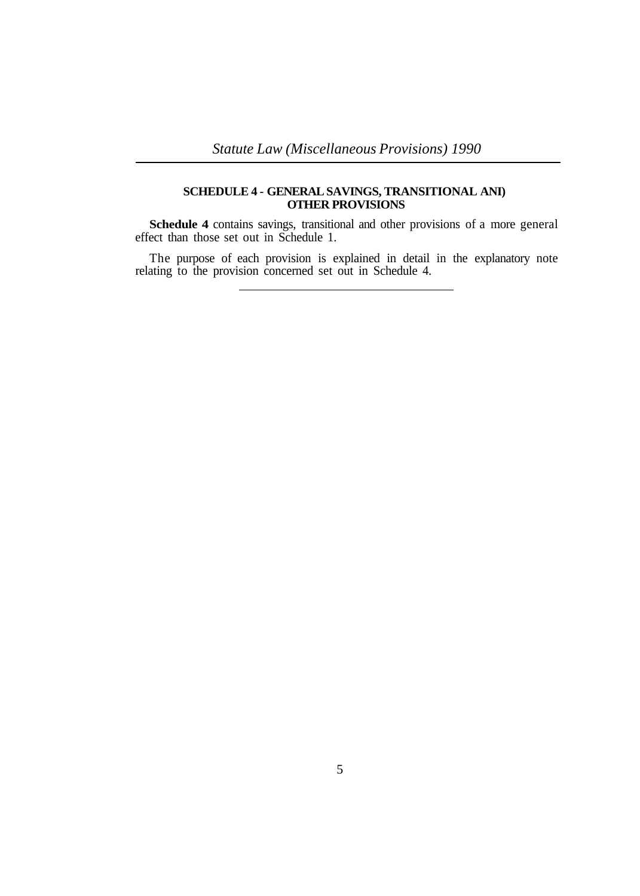## SCHEDULE 4 - GENERAL SAVINGS, TRANSITIONAL ANI) OTHER PROVISIONS

**Schedule 4** contains savings, transitional and other provisions of a more general effect than those set out in Schedule 1.

The purpose of each provision is explained in detail in the explanatory note relating to the provision concerned set out in Schedule 4.